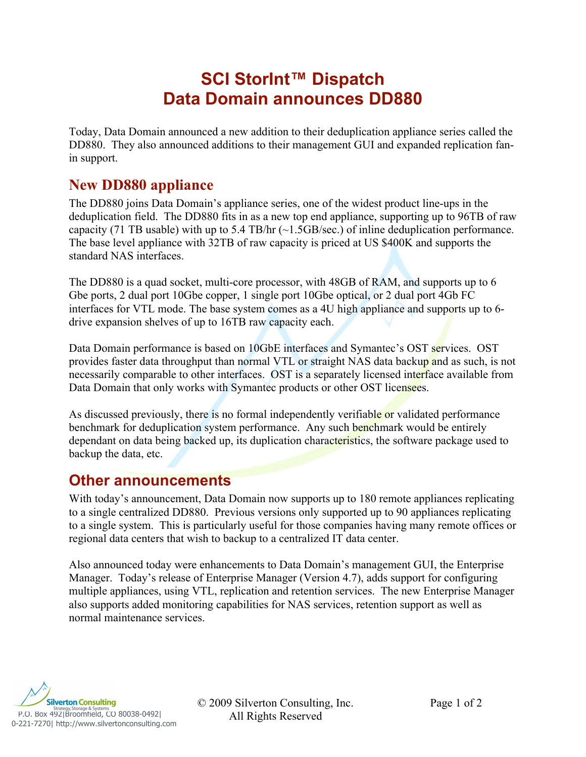# SCI StorInt™ Dispatch
# Data Domain announces DD880

Today, Data Domain announced a new addition to their deduplication appliance series called the DD880. They also announced additions to their management GUI and expanded replication fan-in support.

## New DD880 appliance

The DD880 joins Data Domain's appliance series, one of the widest product line-ups in the deduplication field. The DD880 fits in as a new top end appliance, supporting up to 96TB of raw capacity (71 TB usable) with up to 5.4 TB/hr (~1.5GB/sec.) of inline deduplication performance. The base level appliance with 32TB of raw capacity is priced at US $400K and supports the standard NAS interfaces.

The DD880 is a quad socket, multi-core processor, with 48GB of RAM, and supports up to 6 Gbe ports, 2 dual port 10Gbe copper, 1 single port 10Gbe optical, or 2 dual port 4Gb FC interfaces for VTL mode. The base system comes as a 4U high appliance and supports up to 6-drive expansion shelves of up to 16TB raw capacity each.

Data Domain performance is based on 10GbE interfaces and Symantec's OST services. OST provides faster data throughput than normal VTL or straight NAS data backup and as such, is not necessarily comparable to other interfaces. OST is a separately licensed interface available from Data Domain that only works with Symantec products or other OST licensees.

As discussed previously, there is no formal independently verifiable or validated performance benchmark for deduplication system performance. Any such benchmark would be entirely dependant on data being backed up, its duplication characteristics, the software package used to backup the data, etc.

## Other announcements

With today's announcement, Data Domain now supports up to 180 remote appliances replicating to a single centralized DD880. Previous versions only supported up to 90 appliances replicating to a single system. This is particularly useful for those companies having many remote offices or regional data centers that wish to backup to a centralized IT data center.

Also announced today were enhancements to Data Domain's management GUI, the Enterprise Manager. Today's release of Enterprise Manager (Version 4.7), adds support for configuring multiple appliances, using VTL, replication and retention services. The new Enterprise Manager also supports added monitoring capabilities for NAS services, retention support as well as normal maintenance services.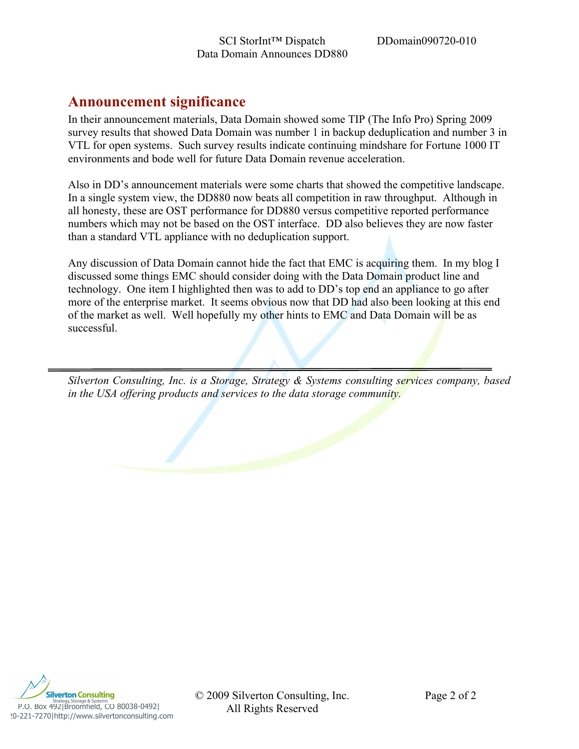## Announcement significance

In their announcement materials, Data Domain showed some TIP (The Info Pro) Spring 2009 survey results that showed Data Domain was number 1 in backup deduplication and number 3 in VTL for open systems. Such survey results indicate continuing mindshare for Fortune 1000 IT environments and bode well for future Data Domain revenue acceleration.

Also in DD's announcement materials were some charts that showed the competitive landscape. In a single system view, the DD880 now beats all competition in raw throughput. Although in all honesty, these are OST performance for DD880 versus competitive reported performance numbers which may not be based on the OST interface. DD also believes they are now faster than a standard VTL appliance with no deduplication support.

Any discussion of Data Domain cannot hide the fact that EMC is acquiring them. In my blog I discussed some things EMC should consider doing with the Data Domain product line and technology. One item I highlighted then was to add to DD's top end an appliance to go after more of the enterprise market. It seems obvious now that DD had also been looking at this end of the market as well. Well hopefully my other hints to EMC and Data Domain will be as successful.

---

*Silverton Consulting, Inc. is a Storage, Strategy & Systems consulting services company, based in the USA offering products and services to the data storage community.*